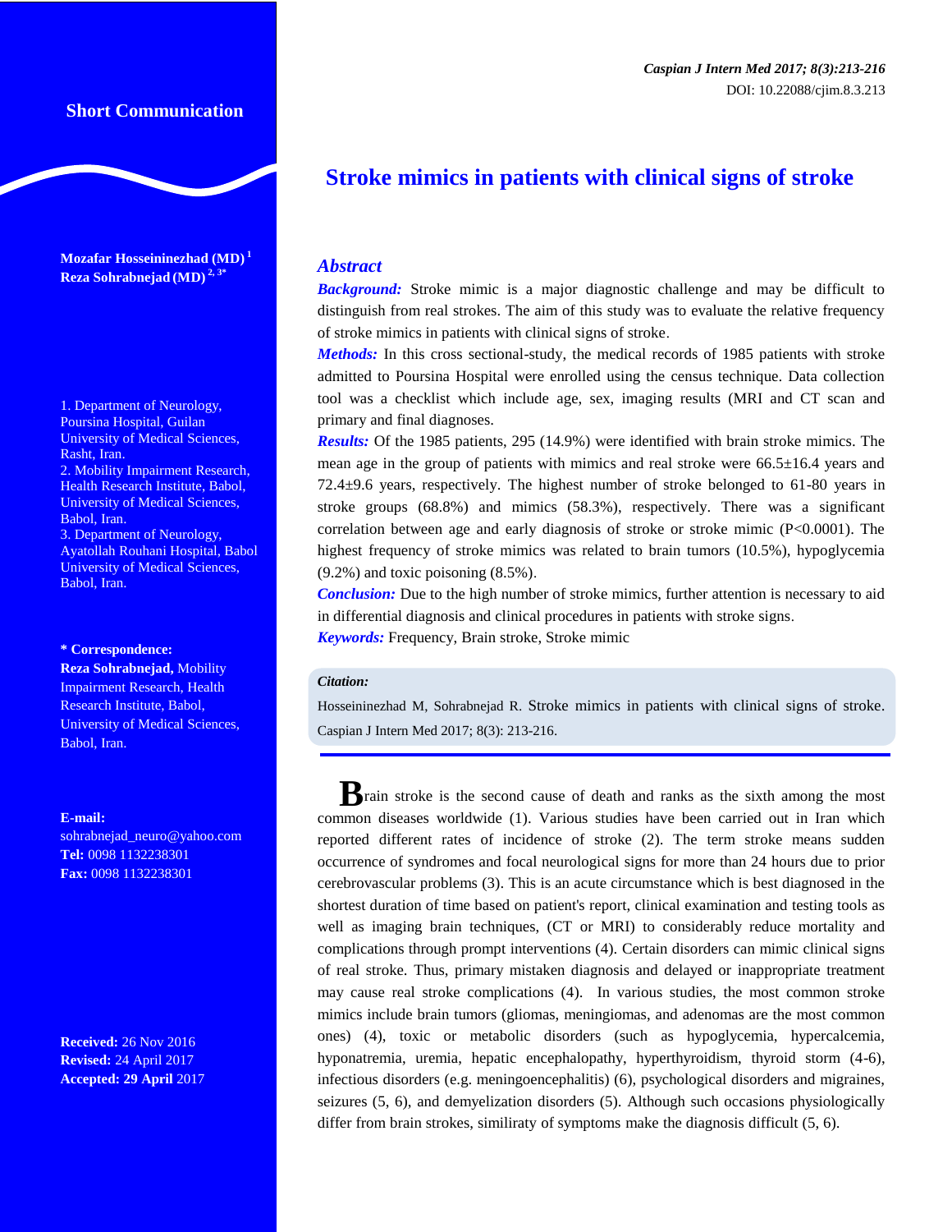Short Communication

# Stroke mimics in patients with clinical signs of stroke

**Mozafar Hosseininezhad (MD)** [1]
**Reza Sohrabnejad (MD)** [2, 3*]

1. Department of Neurology, Poursina Hospital, Guilan University of Medical Sciences, Rasht, Iran.
2. Mobility Impairment Research, Health Research Institute, Babol, University of Medical Sciences, Babol, Iran.
3. Department of Neurology, Ayatollah Rouhani Hospital, Babol University of Medical Sciences, Babol, Iran.

**\* Correspondence:**
**Reza Sohrabnejad,** Mobility Impairment Research, Health Research Institute, Babol, University of Medical Sciences, Babol, Iran.

**E-mail:** sohrabnejad_neuro@yahoo.com
**Tel:** 0098 1132238301
**Fax:** 0098 1132238301

**Received:** 26 Nov 2016
**Revised:** 24 April 2017
**Accepted: 29 April** 2017

## *Abstract*

***Background:*** Stroke mimic is a major diagnostic challenge and may be difficult to distinguish from real strokes. The aim of this study was to evaluate the relative frequency of stroke mimics in patients with clinical signs of stroke.

***Methods:*** In this cross sectional-study, the medical records of 1985 patients with stroke admitted to Poursina Hospital were enrolled using the census technique. Data collection tool was a checklist which include age, sex, imaging results (MRI and CT scan and primary and final diagnoses.

***Results:*** Of the 1985 patients, 295 (14.9%) were identified with brain stroke mimics. The mean age in the group of patients with mimics and real stroke were 66.5±16.4 years and 72.4±9.6 years, respectively. The highest number of stroke belonged to 61-80 years in stroke groups (68.8%) and mimics (58.3%), respectively. There was a significant correlation between age and early diagnosis of stroke or stroke mimic ($P<0.0001$). The highest frequency of stroke mimics was related to brain tumors (10.5%), hypoglycemia (9.2%) and toxic poisoning (8.5%).

***Conclusion:*** Due to the high number of stroke mimics, further attention is necessary to aid in differential diagnosis and clinical procedures in patients with stroke signs.

***Keywords:*** Frequency, Brain stroke, Stroke mimic

***Citation:***
Hosseininezhad M, Sohrabnejad R. Stroke mimics in patients with clinical signs of stroke. Caspian J Intern Med 2017; 8(3): 213-216.

Brain stroke is the second cause of death and ranks as the sixth among the most common diseases worldwide (1). Various studies have been carried out in Iran which reported different rates of incidence of stroke (2). The term stroke means sudden occurrence of syndromes and focal neurological signs for more than 24 hours due to prior cerebrovascular problems (3). This is an acute circumstance which is best diagnosed in the shortest duration of time based on patient's report, clinical examination and testing tools as well as imaging brain techniques, (CT or MRI) to considerably reduce mortality and complications through prompt interventions (4). Certain disorders can mimic clinical signs of real stroke. Thus, primary mistaken diagnosis and delayed or inappropriate treatment may cause real stroke complications (4). In various studies, the most common stroke mimics include brain tumors (gliomas, meningiomas, and adenomas are the most common ones) (4), toxic or metabolic disorders (such as hypoglycemia, hypercalcemia, hyponatremia, uremia, hepatic encephalopathy, hyperthyroidism, thyroid storm (4-6), infectious disorders (e.g. meningoencephalitis) (6), psychological disorders and migraines, seizures (5, 6), and demyelization disorders (5). Although such occasions physiologically differ from brain strokes, similiraty of symptoms make the diagnosis difficult (5, 6).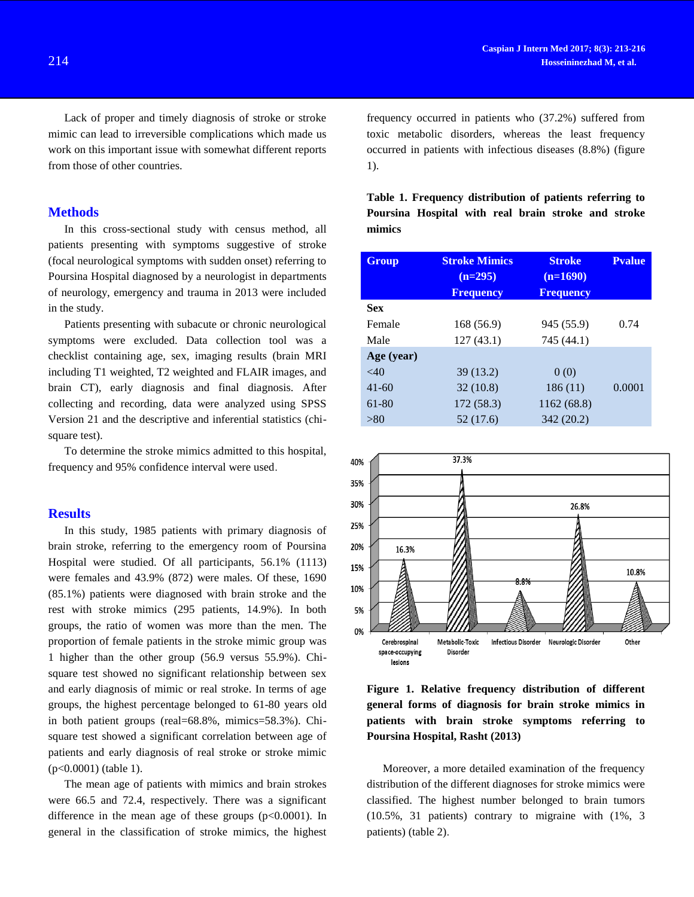Lack of proper and timely diagnosis of stroke or stroke mimic can lead to irreversible complications which made us work on this important issue with somewhat different reports from those of other countries.

## Methods

In this cross-sectional study with census method, all patients presenting with symptoms suggestive of stroke (focal neurological symptoms with sudden onset) referring to Poursina Hospital diagnosed by a neurologist in departments of neurology, emergency and trauma in 2013 were included in the study.

Patients presenting with subacute or chronic neurological symptoms were excluded. Data collection tool was a checklist containing age, sex, imaging results (brain MRI including T1 weighted, T2 weighted and FLAIR images, and brain CT), early diagnosis and final diagnosis. After collecting and recording, data were analyzed using SPSS Version 21 and the descriptive and inferential statistics (chi-square test).

To determine the stroke mimics admitted to this hospital, frequency and 95% confidence interval were used.

## Results

In this study, 1985 patients with primary diagnosis of brain stroke, referring to the emergency room of Poursina Hospital were studied. Of all participants, 56.1% (1113) were females and 43.9% (872) were males. Of these, 1690 (85.1%) patients were diagnosed with brain stroke and the rest with stroke mimics (295 patients, 14.9%). In both groups, the ratio of women was more than the men. The proportion of female patients in the stroke mimic group was 1 higher than the other group (56.9 versus 55.9%). Chi-square test showed no significant relationship between sex and early diagnosis of mimic or real stroke. In terms of age groups, the highest percentage belonged to 61-80 years old in both patient groups (real=68.8%, mimics=58.3%). Chi-square test showed a significant correlation between age of patients and early diagnosis of real stroke or stroke mimic ($p<0.0001$) (table 1).

The mean age of patients with mimics and brain strokes were 66.5 and 72.4, respectively. There was a significant difference in the mean age of these groups ($p<0.0001$). In general in the classification of stroke mimics, the highest frequency occurred in patients who (37.2%) suffered from toxic metabolic disorders, whereas the least frequency occurred in patients with infectious diseases (8.8%) (figure 1).

**Table 1. Frequency distribution of patients referring to Poursina Hospital with real brain stroke and stroke mimics**

| Group | Stroke Mimics (n=295) Frequency | Stroke (n=1690) Frequency | Pvalue |
|---|---|---|---|
| **Sex** | | | |
| Female | 168 (56.9) | 945 (55.9) | 0.74 |
| Male | 127 (43.1) | 745 (44.1) | |
| **Age (year)** | | | |
| <40 | 39 (13.2) | 0 (0) | |
| 41-60 | 32 (10.8) | 186 (11) | 0.0001 |
| 61-80 | 172 (58.3) | 1162 (68.8) | |
| >80 | 52 (17.6) | 342 (20.2) | |

**Figure 1. Relative frequency distribution of different general forms of diagnosis for brain stroke mimics in patients with brain stroke symptoms referring to Poursina Hospital, Rasht (2013)**

Moreover, a more detailed examination of the frequency distribution of the different diagnoses for stroke mimics were classified. The highest number belonged to brain tumors (10.5%, 31 patients) contrary to migraine with (1%, 3 patients) (table 2).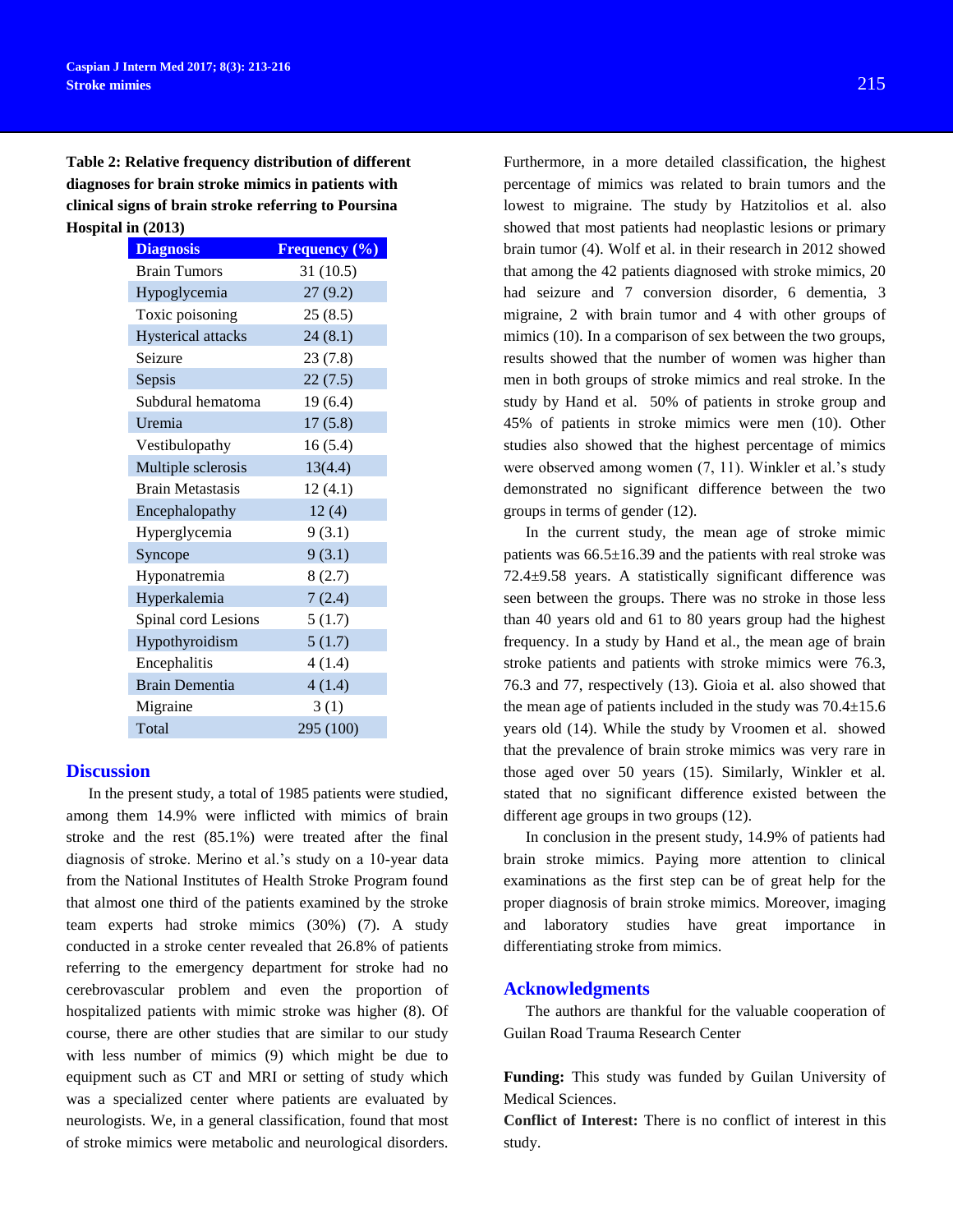**Table 2: Relative frequency distribution of different diagnoses for brain stroke mimics in patients with clinical signs of brain stroke referring to Poursina Hospital in (2013)**

| Diagnosis | Frequency (%) |
|---|---|
| Brain Tumors | 31 (10.5) |
| Hypoglycemia | 27 (9.2) |
| Toxic poisoning | 25 (8.5) |
| Hysterical attacks | 24 (8.1) |
| Seizure | 23 (7.8) |
| Sepsis | 22 (7.5) |
| Subdural hematoma | 19 (6.4) |
| Uremia | 17 (5.8) |
| Vestibulopathy | 16 (5.4) |
| Multiple sclerosis | 13(4.4) |
| Brain Metastasis | 12 (4.1) |
| Encephalopathy | 12 (4) |
| Hyperglycemia | 9 (3.1) |
| Syncope | 9 (3.1) |
| Hyponatremia | 8 (2.7) |
| Hyperkalemia | 7 (2.4) |
| Spinal cord Lesions | 5 (1.7) |
| Hypothyroidism | 5 (1.7) |
| Encephalitis | 4 (1.4) |
| Brain Dementia | 4 (1.4) |
| Migraine | 3 (1) |
| Total | 295 (100) |

## Discussion

In the present study, a total of 1985 patients were studied, among them 14.9% were inflicted with mimics of brain stroke and the rest (85.1%) were treated after the final diagnosis of stroke. Merino et al.'s study on a 10-year data from the National Institutes of Health Stroke Program found that almost one third of the patients examined by the stroke team experts had stroke mimics (30%) (7). A study conducted in a stroke center revealed that 26.8% of patients referring to the emergency department for stroke had no cerebrovascular problem and even the proportion of hospitalized patients with mimic stroke was higher (8). Of course, there are other studies that are similar to our study with less number of mimics (9) which might be due to equipment such as CT and MRI or setting of study which was a specialized center where patients are evaluated by neurologists. We, in a general classification, found that most of stroke mimics were metabolic and neurological disorders. Furthermore, in a more detailed classification, the highest percentage of mimics was related to brain tumors and the lowest to migraine. The study by Hatzitolios et al. also showed that most patients had neoplastic lesions or primary brain tumor (4). Wolf et al. in their research in 2012 showed that among the 42 patients diagnosed with stroke mimics, 20 had seizure and 7 conversion disorder, 6 dementia, 3 migraine, 2 with brain tumor and 4 with other groups of mimics (10). In a comparison of sex between the two groups, results showed that the number of women was higher than men in both groups of stroke mimics and real stroke. In the study by Hand et al. 50% of patients in stroke group and 45% of patients in stroke mimics were men (10). Other studies also showed that the highest percentage of mimics were observed among women (7, 11). Winkler et al.'s study demonstrated no significant difference between the two groups in terms of gender (12).

In the current study, the mean age of stroke mimic patients was 66.5±16.39 and the patients with real stroke was 72.4±9.58 years. A statistically significant difference was seen between the groups. There was no stroke in those less than 40 years old and 61 to 80 years group had the highest frequency. In a study by Hand et al., the mean age of brain stroke patients and patients with stroke mimics were 76.3, 76.3 and 77, respectively (13). Gioia et al. also showed that the mean age of patients included in the study was 70.4±15.6 years old (14). While the study by Vroomen et al. showed that the prevalence of brain stroke mimics was very rare in those aged over 50 years (15). Similarly, Winkler et al. stated that no significant difference existed between the different age groups in two groups (12).

In conclusion in the present study, 14.9% of patients had brain stroke mimics. Paying more attention to clinical examinations as the first step can be of great help for the proper diagnosis of brain stroke mimics. Moreover, imaging and laboratory studies have great importance in differentiating stroke from mimics.

## Acknowledgments

The authors are thankful for the valuable cooperation of Guilan Road Trauma Research Center

**Funding:** This study was funded by Guilan University of Medical Sciences.

**Conflict of Interest:** There is no conflict of interest in this study.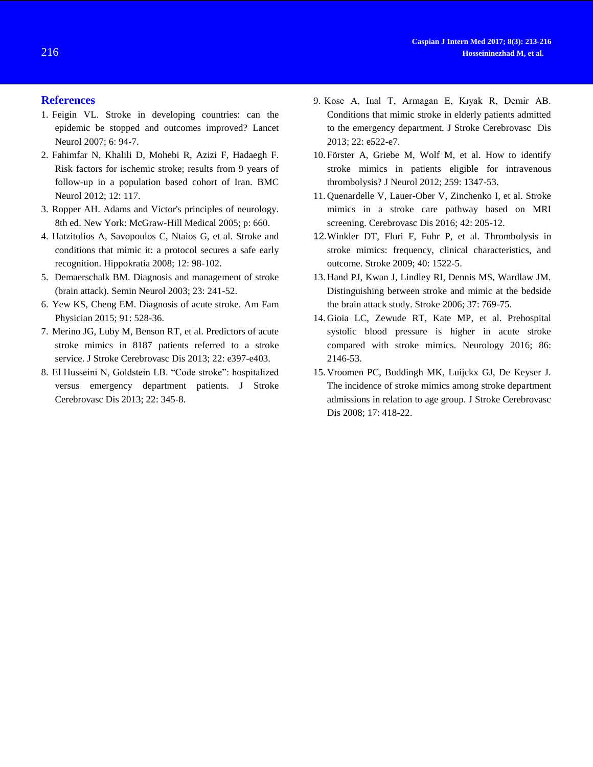## References

1. Feigin VL. Stroke in developing countries: can the epidemic be stopped and outcomes improved? Lancet Neurol 2007; 6: 94-7.
2. Fahimfar N, Khalili D, Mohebi R, Azizi F, Hadaegh F. Risk factors for ischemic stroke; results from 9 years of follow-up in a population based cohort of Iran. BMC Neurol 2012; 12: 117.
3. Ropper AH. Adams and Victor's principles of neurology. 8th ed. New York: McGraw-Hill Medical 2005; p: 660.
4. Hatzitolios A, Savopoulos C, Ntaios G, et al. Stroke and conditions that mimic it: a protocol secures a safe early recognition. Hippokratia 2008; 12: 98-102.
5. Demaerschalk BM. Diagnosis and management of stroke (brain attack). Semin Neurol 2003; 23: 241-52.
6. Yew KS, Cheng EM. Diagnosis of acute stroke. Am Fam Physician 2015; 91: 528-36.
7. Merino JG, Luby M, Benson RT, et al. Predictors of acute stroke mimics in 8187 patients referred to a stroke service. J Stroke Cerebrovasc Dis 2013; 22: e397-e403.
8. El Husseini N, Goldstein LB. "Code stroke": hospitalized versus emergency department patients. J Stroke Cerebrovasc Dis 2013; 22: 345-8.
9. Kose A, Inal T, Armagan E, Kıyak R, Demir AB. Conditions that mimic stroke in elderly patients admitted to the emergency department. J Stroke Cerebrovasc Dis 2013; 22: e522-e7.
10. Förster A, Griebe M, Wolf M, et al. How to identify stroke mimics in patients eligible for intravenous thrombolysis? J Neurol 2012; 259: 1347-53.
11. Quenardelle V, Lauer-Ober V, Zinchenko I, et al. Stroke mimics in a stroke care pathway based on MRI screening. Cerebrovasc Dis 2016; 42: 205-12.
12. Winkler DT, Fluri F, Fuhr P, et al. Thrombolysis in stroke mimics: frequency, clinical characteristics, and outcome. Stroke 2009; 40: 1522-5.
13. Hand PJ, Kwan J, Lindley RI, Dennis MS, Wardlaw JM. Distinguishing between stroke and mimic at the bedside the brain attack study. Stroke 2006; 37: 769-75.
14. Gioia LC, Zewude RT, Kate MP, et al. Prehospital systolic blood pressure is higher in acute stroke compared with stroke mimics. Neurology 2016; 86: 2146-53.
15. Vroomen PC, Buddingh MK, Luijckx GJ, De Keyser J. The incidence of stroke mimics among stroke department admissions in relation to age group. J Stroke Cerebrovasc Dis 2008; 17: 418-22.